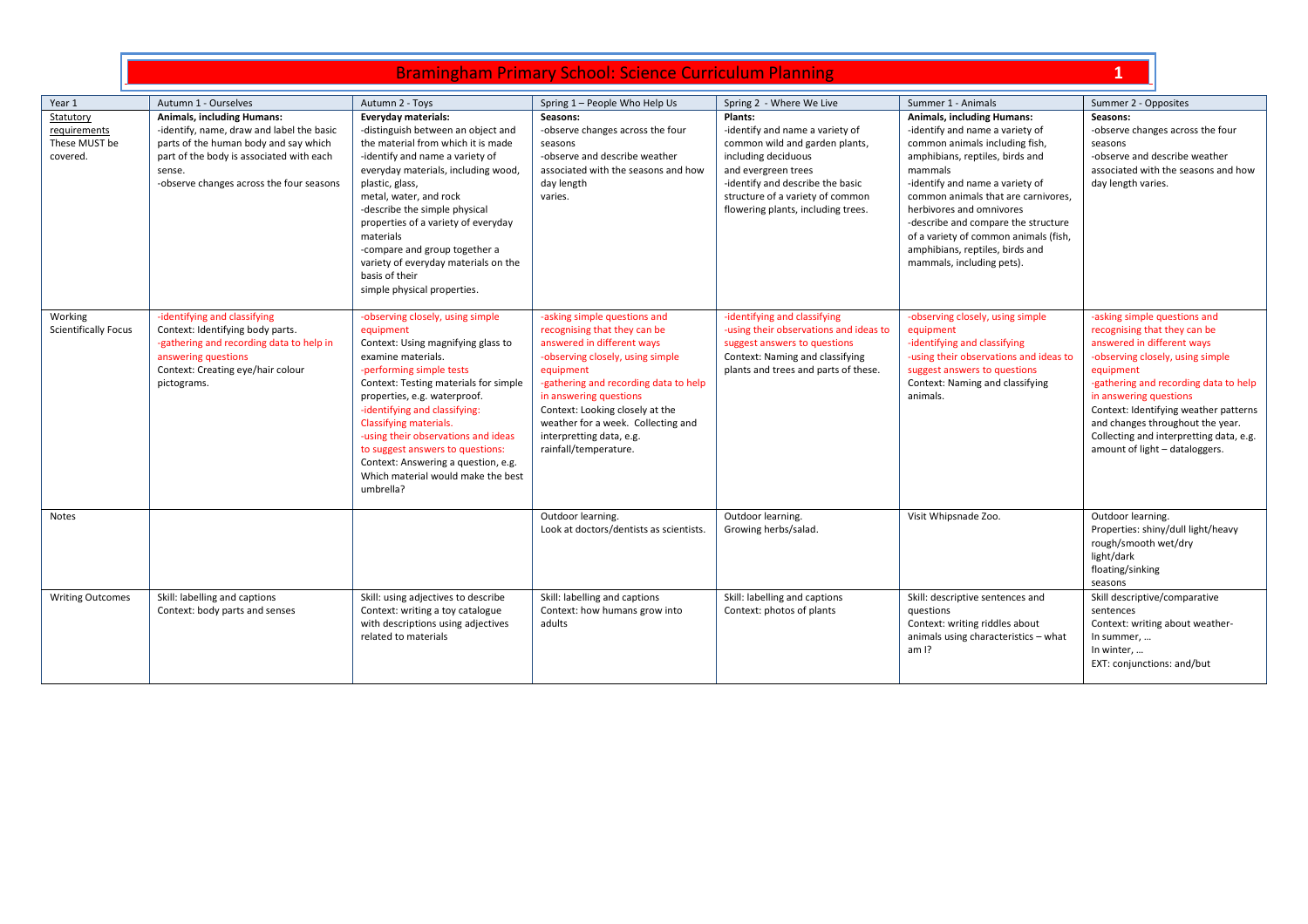# Bramingham Primary School: Science Curriculum Planning

| Year 1 | Autumn 1 - Ourselves | Autumn 2 - Toys | Spring 1 – People Who Help Us | Spring 2 - Where We Live | Summer 1 - Animals | Summer 2 - Opposites |
|---|---|---|---|---|---|---|
| Statutory requirements These MUST be covered. | **Animals, including Humans:**<br>-identify, name, draw and label the basic parts of the human body and say which part of the body is associated with each sense.<br>-observe changes across the four seasons | **Everyday materials:**<br>-distinguish between an object and the material from which it is made<br>-identify and name a variety of everyday materials, including wood, plastic, glass, metal, water, and rock<br>-describe the simple physical properties of a variety of everyday materials<br>-compare and group together a variety of everyday materials on the basis of their simple physical properties. | **Seasons:**<br>-observe changes across the four seasons<br>-observe and describe weather associated with the seasons and how day length varies. | **Plants:**<br>-identify and name a variety of common wild and garden plants, including deciduous and evergreen trees<br>-identify and describe the basic structure of a variety of common flowering plants, including trees. | **Animals, including Humans:**<br>-identify and name a variety of common animals including fish, amphibians, reptiles, birds and mammals<br>-identify and name a variety of common animals that are carnivores, herbivores and omnivores<br>-describe and compare the structure of a variety of common animals (fish, amphibians, reptiles, birds and mammals, including pets). | **Seasons:**<br>-observe changes across the four seasons<br>-observe and describe weather associated with the seasons and how day length varies. |
| Working Scientifically Focus | -identifying and classifying<br>Context: Identifying body parts.<br>-gathering and recording data to help in answering questions<br>Context: Creating eye/hair colour pictograms. | -observing closely, using simple equipment<br>Context: Using magnifying glass to examine materials.<br>-performing simple tests<br>Context: Testing materials for simple properties, e.g. waterproof.<br>-identifying and classifying: Classifying materials.<br>-using their observations and ideas to suggest answers to questions:<br>Context: Answering a question, e.g. Which material would make the best umbrella? | -asking simple questions and recognising that they can be answered in different ways<br>-observing closely, using simple equipment<br>-gathering and recording data to help in answering questions<br>Context: Looking closely at the weather for a week. Collecting and interpreting data, e.g. rainfall/temperature. | -identifying and classifying<br>-using their observations and ideas to suggest answers to questions<br>Context: Naming and classifying plants and trees and parts of these. | -observing closely, using simple equipment<br>-identifying and classifying<br>-using their observations and ideas to suggest answers to questions<br>Context: Naming and classifying animals. | -asking simple questions and recognising that they can be answered in different ways<br>-observing closely, using simple equipment<br>-gathering and recording data to help in answering questions<br>Context: Identifying weather patterns and changes throughout the year. Collecting and interpreting data, e.g. amount of light – dataloggers. |
| Notes | | | Outdoor learning.<br>Look at doctors/dentists as scientists. | Outdoor learning.<br>Growing herbs/salad. | Visit Whipsnade Zoo. | Outdoor learning.<br>Properties: shiny/dull light/heavy rough/smooth wet/dry light/dark floating/sinking seasons |
| Writing Outcomes | Skill: labelling and captions<br>Context: body parts and senses | Skill: using adjectives to describe<br>Context: writing a toy catalogue with descriptions using adjectives related to materials | Skill: labelling and captions<br>Context: how humans grow into adults | Skill: labelling and captions<br>Context: photos of plants | Skill: descriptive sentences and questions<br>Context: writing riddles about animals using characteristics – what am I? | Skill descriptive/comparative sentences<br>Context: writing about weather-<br>In summer, …<br>In winter, …<br>EXT: conjunctions: and/but |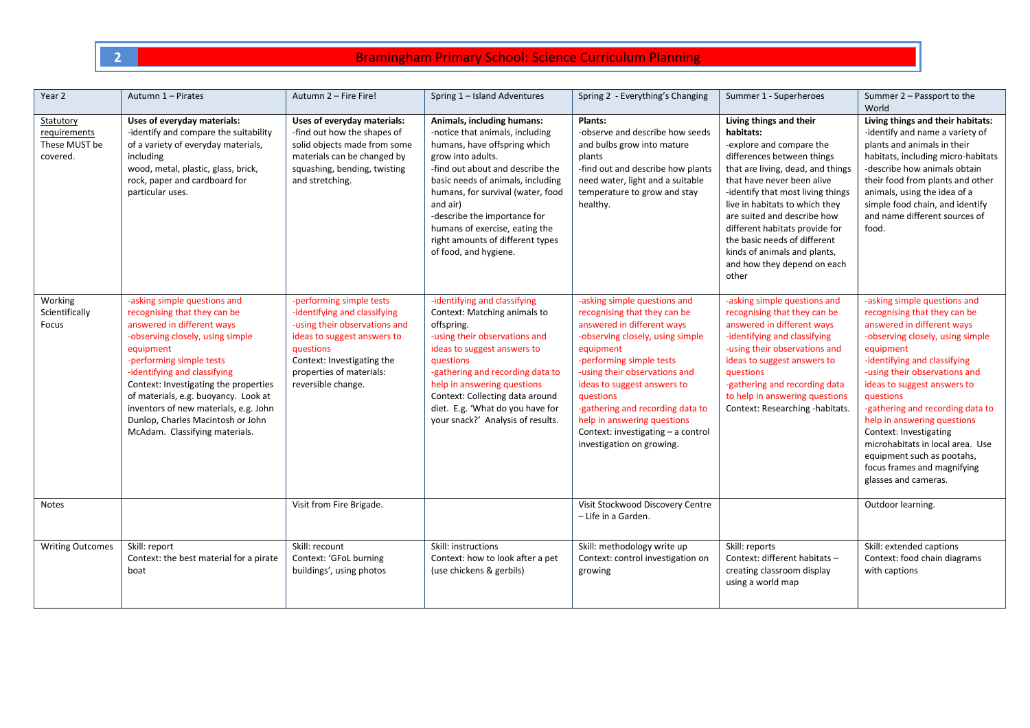# 2 Bramingham Primary School: Science Curriculum Planning

| Year 2 | Autumn 1 – Pirates | Autumn 2 – Fire Fire! | Spring 1 – Island Adventures | Spring 2 - Everything's Changing | Summer 1 - Superheroes | Summer 2 – Passport to the World |
|---|---|---|---|---|---|---|
| Statutory requirements These MUST be covered. | **Uses of everyday materials:** -identify and compare the suitability of a variety of everyday materials, including wood, metal, plastic, glass, brick, rock, paper and cardboard for particular uses. | **Uses of everyday materials:** -find out how the shapes of solid objects made from some materials can be changed by squashing, bending, twisting and stretching. | **Animals, including humans:** -notice that animals, including humans, have offspring which grow into adults. -find out about and describe the basic needs of animals, including humans, for survival (water, food and air) -describe the importance for humans of exercise, eating the right amounts of different types of food, and hygiene. | **Plants:** -observe and describe how seeds and bulbs grow into mature plants -find out and describe how plants need water, light and a suitable temperature to grow and stay healthy. | **Living things and their habitats:** -explore and compare the differences between things that are living, dead, and things that have never been alive -identify that most living things live in habitats to which they are suited and describe how different habitats provide for the basic needs of different kinds of animals and plants, and how they depend on each other | **Living things and their habitats:** -identify and name a variety of plants and animals in their habitats, including micro-habitats -describe how animals obtain their food from plants and other animals, using the idea of a simple food chain, and identify and name different sources of food. |
| Working Scientifically Focus | -asking simple questions and recognising that they can be answered in different ways -observing closely, using simple equipment -performing simple tests -identifying and classifying Context: Investigating the properties of materials, e.g. buoyancy. Look at inventors of new materials, e.g. John Dunlop, Charles Macintosh or John McAdam. Classifying materials. | -performing simple tests -identifying and classifying -using their observations and ideas to suggest answers to questions Context: Investigating the properties of materials: reversible change. | -identifying and classifying Context: Matching animals to offspring. -using their observations and ideas to suggest answers to questions -gathering and recording data to help in answering questions Context: Collecting data around diet. E.g. 'What do you have for your snack?' Analysis of results. | -asking simple questions and recognising that they can be answered in different ways -observing closely, using simple equipment -performing simple tests -using their observations and ideas to suggest answers to questions -gathering and recording data to help in answering questions Context: investigating – a control investigation on growing. | -asking simple questions and recognising that they can be answered in different ways -identifying and classifying -using their observations and ideas to suggest answers to questions -gathering and recording data to help in answering questions Context: Researching -habitats. | -asking simple questions and recognising that they can be answered in different ways -observing closely, using simple equipment -identifying and classifying -using their observations and ideas to suggest answers to questions -gathering and recording data to help in answering questions Context: Investigating microhabitats in local area. Use equipment such as pootahs, focus frames and magnifying glasses and cameras. |
| Notes | | Visit from Fire Brigade. | | Visit Stockwood Discovery Centre – Life in a Garden. | | Outdoor learning. |
| Writing Outcomes | Skill: report Context: the best material for a pirate boat | Skill: recount Context: 'GFoL burning buildings', using photos | Skill: instructions Context: how to look after a pet (use chickens & gerbils) | Skill: methodology write up Context: control investigation on growing | Skill: reports Context: different habitats – creating classroom display using a world map | Skill: extended captions Context: food chain diagrams with captions |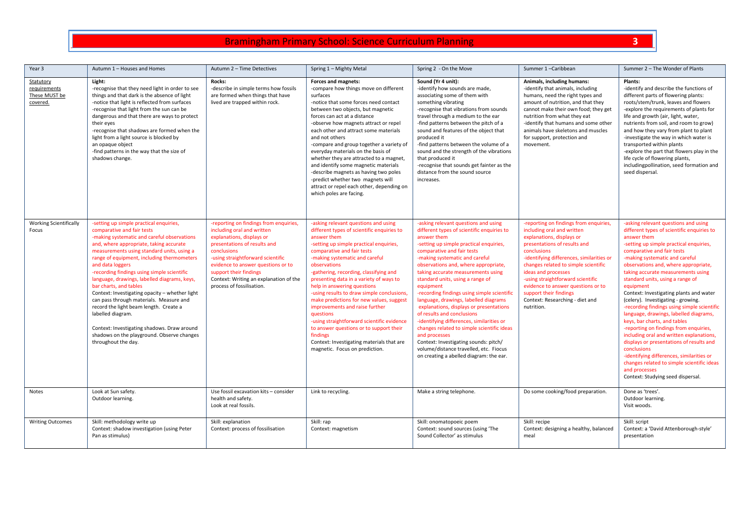# Bramingham Primary School: Science Curriculum Planning

| Year 3 | Autumn 1 – Houses and Homes | Autumn 2 – Time Detectives | Spring 1 – Mighty Metal | Spring 2 - On the Move | Summer 1 –Caribbean | Summer 2 – The Wonder of Plants |
|---|---|---|---|---|---|---|
| Statutory requirements These MUST be covered. | **Light:**<br>-recognise that they need light in order to see things and that dark is the absence of light<br>-notice that light is reflected from surfaces<br>-recognise that light from the sun can be dangerous and that there are ways to protect their eyes<br>-recognise that shadows are formed when the light from a light source is blocked by an opaque object<br>-find patterns in the way that the size of shadows change. | **Rocks:**<br>-describe in simple terms how fossils are formed when things that have lived are trapped within rock. | **Forces and magnets:**<br>-compare how things move on different surfaces<br>-notice that some forces need contact between two objects, but magnetic forces can act at a distance<br>-observe how magnets attract or repel each other and attract some materials and not others<br>-compare and group together a variety of everyday materials on the basis of whether they are attracted to a magnet, and identify some magnetic materials<br>-describe magnets as having two poles<br>-predict whether two magnets will attract or repel each other, depending on which poles are facing. | **Sound (Yr 4 unit):**<br>-identify how sounds are made, associating some of them with something vibrating<br>-recognise that vibrations from sounds travel through a medium to the ear<br>-find patterns between the pitch of a sound and features of the object that produced it<br>-find patterns between the volume of a sound and the strength of the vibrations that produced it<br>-recognise that sounds get fainter as the distance from the sound source increases. | **Animals, including humans:**<br>-identify that animals, including humans, need the right types and amount of nutrition, and that they cannot make their own food; they get nutrition from what they eat<br>-identify that humans and some other animals have skeletons and muscles for support, protection and movement. | **Plants:**<br>-identify and describe the functions of different parts of flowering plants: roots/stem/trunk, leaves and flowers<br>-explore the requirements of plants for life and growth (air, light, water, nutrients from soil, and room to grow) and how they vary from plant to plant<br>-investigate the way in which water is transported within plants<br>-explore the part that flowers play in the life cycle of flowering plants, includingpollination, seed formation and seed dispersal. |
| Working Scientifically Focus | -setting up simple practical enquiries, comparative and fair tests<br>-making systematic and careful observations and, where appropriate, taking accurate measurements using standard units, using a range of equipment, including thermometers and data loggers<br>-recording findings using simple scientific language, drawings, labelled diagrams, keys, bar charts, and tables<br>Context: Investigating opacity – whether light can pass through materials. Measure and record the light beam length. Create a labelled diagram.<br><br>Context: Investigating shadows. Draw around shadows on the playground. Observe changes throughout the day. | -reporting on findings from enquiries, including oral and written explanations, displays or presentations of results and conclusions<br>-using straightforward scientific evidence to answer questions or to support their findings<br>Context: Writing an explanation of the process of fossilisation. | -asking relevant questions and using different types of scientific enquiries to answer them<br>-setting up simple practical enquiries, comparative and fair tests<br>-making systematic and careful observations<br>-gathering, recording, classifying and presenting data in a variety of ways to help in answering questions<br>-using results to draw simple conclusions, make predictions for new values, suggest improvements and raise further questions<br>-using straightforward scientific evidence to answer questions or to support their findings<br>Context: Investigating materials that are magnetic. Focus on prediction. | -asking relevant questions and using different types of scientific enquiries to answer them<br>-setting up simple practical enquiries, comparative and fair tests<br>-making systematic and careful observations and, where appropriate, taking accurate measurements using standard units, using a range of equipment<br>-recording findings using simple scientific language, drawings, labelled diagrams explanations, displays or presentations of results and conclusions<br>-identifying differences, similarities or changes related to simple scientific ideas and processes<br>Context: Investigating sounds: pitch/ volume/distance travelled, etc. Fiocus on creating a abelled diagram: the ear. | -reporting on findings from enquiries, including oral and written explanations, displays or presentations of results and conclusions<br>-identifying differences, similarities or changes related to simple scientific ideas and processes<br>-using straightforward scientific evidence to answer questions or to support their findings<br>Context: Researching - diet and nutrition. | -asking relevant questions and using different types of scientific enquiries to answer them<br>-setting up simple practical enquiries, comparative and fair tests<br>-making systematic and careful observations and, where appropriate, taking accurate measurements using standard units, using a range of equipment<br>Context: Investigating plants and water (celery). Investigating - growing.<br>-recording findings using simple scientific language, drawings, labelled diagrams, keys, bar charts, and tables<br>-reporting on findings from enquiries, including oral and written explanations, displays or presentations of results and conclusions<br>-identifying differences, similarities or changes related to simple scientific ideas and processes<br>Context: Studying seed dispersal. |
| Notes | Look at Sun safety.<br>Outdoor learning. | Use fossil excavation kits – consider health and safety.<br>Look at real fossils. | Link to recycling. | Make a string telephone. | Do some cooking/food preparation. | Done as 'trees'.<br>Outdoor learning.<br>Visit woods. |
| Writing Outcomes | Skill: methodology write up<br>Context: shadow investigation (using Peter Pan as stimulus) | Skill: explanation<br>Context: process of fossilisation | Skill: rap<br>Context: magnetism | Skill: onomatopoeic poem<br>Context: sound sources (using 'The Sound Collector' as stimulus | Skill: recipe<br>Context: designing a healthy, balanced meal | Skill: script<br>Context: a 'David Attenborough-style' presentation |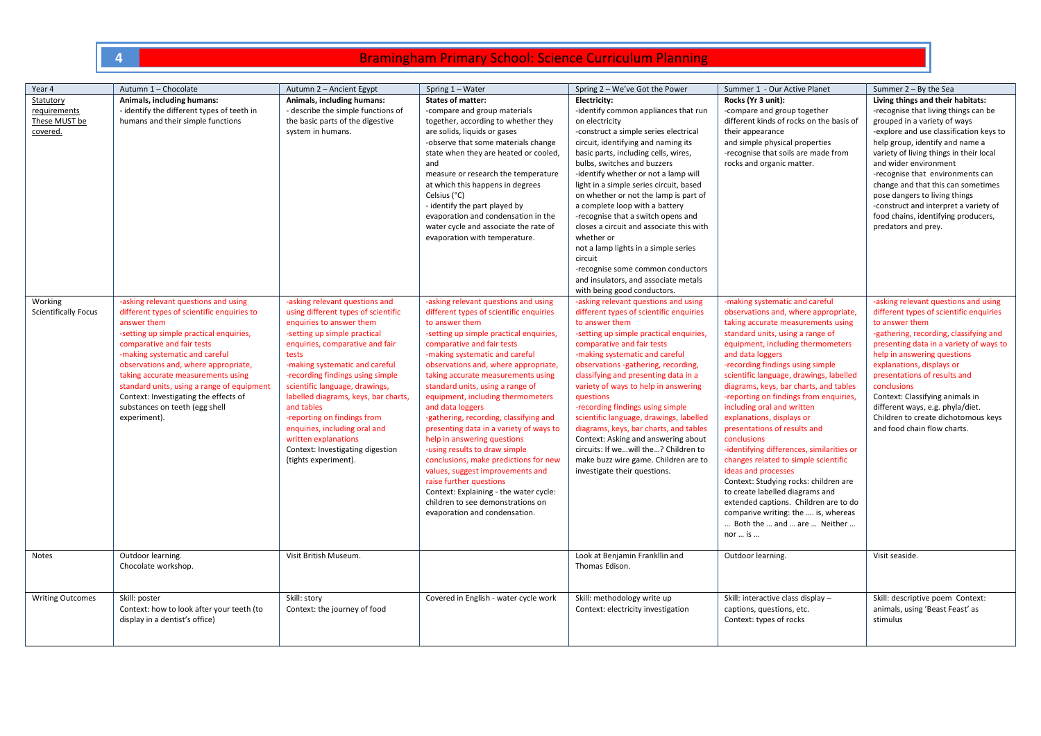# 4 Bramingham Primary School: Science Curriculum Planning

| Year 4 | Autumn 1 – Chocolate | Autumn 2 – Ancient Egypt | Spring 1 – Water | Spring 2 – We've Got the Power | Summer 1 - Our Active Planet | Summer 2 – By the Sea |
|---|---|---|---|---|---|---|
| Statutory requirements These MUST be covered. | **Animals, including humans:**<br>- identify the different types of teeth in humans and their simple functions | **Animals, including humans:**<br>- describe the simple functions of the basic parts of the digestive system in humans. | **States of matter:**<br>-compare and group materials together, according to whether they are solids, liquids or gases<br>-observe that some materials change state when they are heated or cooled, and<br>measure or research the temperature at which this happens in degrees Celsius (°C)<br>- identify the part played by evaporation and condensation in the water cycle and associate the rate of evaporation with temperature. | **Electricity:**<br>-identify common appliances that run on electricity<br>-construct a simple series electrical circuit, identifying and naming its basic parts, including cells, wires, bulbs, switches and buzzers<br>-identify whether or not a lamp will light in a simple series circuit, based on whether or not the lamp is part of a complete loop with a battery<br>-recognise that a switch opens and closes a circuit and associate this with whether or<br>not a lamp lights in a simple series circuit<br>-recognise some common conductors and insulators, and associate metals with being good conductors. | **Rocks (Yr 3 unit):**<br>-compare and group together different kinds of rocks on the basis of their appearance<br>and simple physical properties<br>-recognise that soils are made from rocks and organic matter. | **Living things and their habitats:**<br>-recognise that living things can be grouped in a variety of ways<br>-explore and use classification keys to help group, identify and name a variety of living things in their local and wider environment<br>-recognise that environments can change and that this can sometimes pose dangers to living things<br>-construct and interpret a variety of food chains, identifying producers, predators and prey. |
| Working Scientifically Focus | -asking relevant questions and using different types of scientific enquiries to answer them<br>-setting up simple practical enquiries, comparative and fair tests<br>-making systematic and careful observations and, where appropriate, taking accurate measurements using standard units, using a range of equipment<br>Context: Investigating the effects of substances on teeth (egg shell experiment). | -asking relevant questions and using different types of scientific enquiries to answer them<br>-setting up simple practical enquiries, comparative and fair tests<br>-making systematic and careful observations<br>-recording findings using simple scientific language, drawings, labelled diagrams, keys, bar charts, and tables<br>-reporting on findings from enquiries, including oral and written explanations<br>Context: Investigating digestion (tights experiment). | -asking relevant questions and using different types of scientific enquiries to answer them<br>-setting up simple practical enquiries, comparative and fair tests<br>-making systematic and careful observations and, where appropriate, taking accurate measurements using standard units, using a range of equipment, including thermometers and data loggers<br>-gathering, recording, classifying and presenting data in a variety of ways to help in answering questions<br>-using results to draw simple conclusions, make predictions for new values, suggest improvements and raise further questions<br>Context: Explaining - the water cycle: children to see demonstrations on evaporation and condensation. | -asking relevant questions and using different types of scientific enquiries to answer them<br>-setting up simple practical enquiries, comparative and fair tests<br>-making systematic and careful observations -gathering, recording, classifying and presenting data in a variety of ways to help in answering questions<br>-recording findings using simple scientific language, drawings, labelled diagrams, keys, bar charts, and tables<br>Context: Asking and answering about circuits: If we…will the…? Children to make buzz wire game. Children are to investigate their questions. | -making systematic and careful observations and, where appropriate, taking accurate measurements using standard units, using a range of equipment, including thermometers and data loggers<br>-recording findings using simple scientific language, drawings, labelled diagrams, keys, bar charts, and tables<br>-reporting on findings from enquiries, including oral and written explanations, displays or presentations of results and conclusions<br>-identifying differences, similarities or changes related to simple scientific ideas and processes<br>Context: Studying rocks: children are to create labelled diagrams and extended captions. Children are to do comparive writing: the …. is, whereas … Both the … and … are … Neither … nor … is … | -asking relevant questions and using different types of scientific enquiries to answer them<br>-gathering, recording, classifying and presenting data in a variety of ways to help in answering questions<br>explanations, displays or presentations of results and conclusions<br>Context: Classifying animals in different ways, e.g. phyla/diet. Children to create dichotomous keys and food chain flow charts. |
| Notes | Outdoor learning.<br>Chocolate workshop. | Visit British Museum. | | Look at Benjamin Frankllin and Thomas Edison. | Outdoor learning. | Visit seaside. |
| Writing Outcomes | Skill: poster<br>Context: how to look after your teeth (to display in a dentist's office) | Skill: story<br>Context: the journey of food | Covered in English - water cycle work | Skill: methodology write up<br>Context: electricity investigation | Skill: interactive class display – captions, questions, etc.<br>Context: types of rocks | Skill: descriptive poem Context: animals, using 'Beast Feast' as stimulus |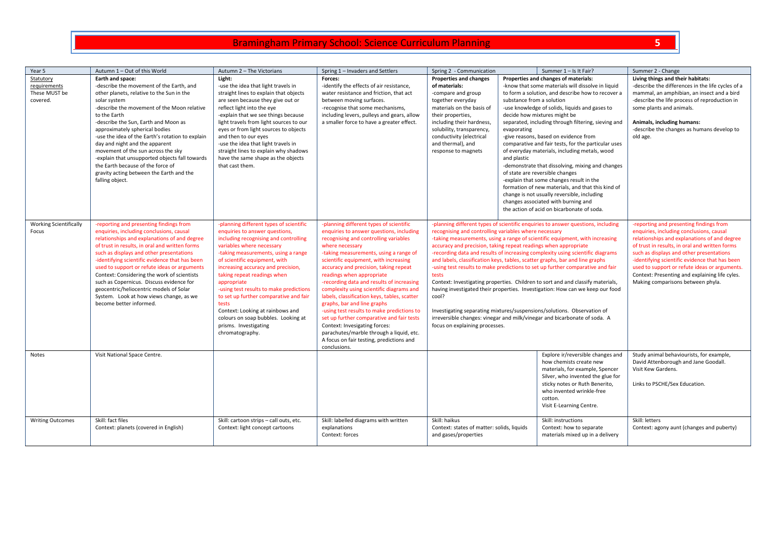# Bramingham Primary School: Science Curriculum Planning

| Year 5 | Autumn 1 – Out of this World | Autumn 2 – The Victorians | Spring 1 – Invaders and Settlers | Spring 2 - Communication | Summer 1 – Is It Fair? | Summer 2 - Change |
|---|---|---|---|---|---|---|
| Statutory requirements These MUST be covered. | **Earth and space:** -describe the movement of the Earth, and other planets, relative to the Sun in the solar system -describe the movement of the Moon relative to the Earth -describe the Sun, Earth and Moon as approximately spherical bodies -use the idea of the Earth's rotation to explain day and night and the apparent movement of the sun across the sky -explain that unsupported objects fall towards the Earth because of the force of gravity acting between the Earth and the falling object. | **Light:** -use the idea that light travels in straight lines to explain that objects are seen because they give out or reflect light into the eye -explain that we see things because light travels from light sources to our eyes or from light sources to objects and then to our eyes -use the idea that light travels in straight lines to explain why shadows have the same shape as the objects that cast them. | **Forces:** -identify the effects of air resistance, water resistance and friction, that act between moving surfaces. -recognise that some mechanisms, including levers, pulleys and gears, allow a smaller force to have a greater effect. | **Properties and changes of materials:** -compare and group together everyday materials on the basis of their properties, including their hardness, solubility, transparency, conductivity (electrical and thermal), and response to magnets | **Properties and changes of materials:** -know that some materials will dissolve in liquid to form a solution, and describe how to recover a substance from a solution -use knowledge of solids, liquids and gases to decide how mixtures might be separated, including through filtering, sieving and evaporating -give reasons, based on evidence from comparative and fair tests, for the particular uses of everyday materials, including metals, wood and plastic -demonstrate that dissolving, mixing and changes of state are reversible changes -explain that some changes result in the formation of new materials, and that this kind of change is not usually reversible, including changes associated with burning and the action of acid on bicarbonate of soda. | **Living things and their habitats:** -describe the differences in the life cycles of a mammal, an amphibian, an insect and a bird -describe the life process of reproduction in some plants and animals. **Animals, including humans:** -describe the changes as humans develop to old age. |
| Working Scientifically Focus | -reporting and presenting findings from enquiries, including conclusions, causal relationships and explanations of and degree of trust in results, in oral and written forms such as displays and other presentations -identifying scientific evidence that has been used to support or refute ideas or arguments Context: Considering the work of scientists such as Copernicus. Discuss evidence for geocentric/heliocentric models of Solar System. Look at how views change, as we become better informed. | -planning different types of scientific enquiries to answer questions, including recognising and controlling variables where necessary -taking measurements, using a range of scientific equipment, with increasing accuracy and precision, taking repeat readings when appropriate -using test results to make predictions to set up further comparative and fair tests Context: Looking at rainbows and colours on soap bubbles. Looking at prisms. Investigating chromatography. | -planning different types of scientific enquiries to answer questions, including recognising and controlling variables where necessary -taking measurements, using a range of scientific equipment, with increasing accuracy and precision, taking repeat readings when appropriate -recording data and results of increasing complexity using scientific diagrams and labels, classification keys, tables, scatter graphs, bar and line graphs -using test results to make predictions to set up further comparative and fair tests Context: Invesigating forces: parachutes/marble through a liquid, etc. A focus on fair testing, predictions and conclusions. | -planning different types of scientific enquiries to answer questions, including recognising and controlling variables where necessary -taking measurements, using a range of scientific equipment, with increasing accuracy and precision, taking repeat readings when appropriate -recording data and results of increasing complexity using scientific diagrams and labels, classification keys, tables, scatter graphs, bar and line graphs -using test results to make predictions to set up further comparative and fair tests Context: Investigating properties. Children to sort and and classify materials, having investigated their properties. Investigation: How can we keep our food cool? Investigating separating mixtures/suspensions/solutions. Observation of irreversible changes: vinegar and milk/vinegar and bicarbonate of soda. A focus on explaining processes. | | -reporting and presenting findings from enquiries, including conclusions, causal relationships and explanations of and degree of trust in results, in oral and written forms such as displays and other presentations -identifying scientific evidence that has been used to support or refute ideas or arguments. Context: Presenting and explaining life cyles. Making comparisons between phyla. |
| Notes | Visit National Space Centre. | | | | Explore ir/reversible changes and how chemists create new materials, for example, Spencer Silver, who invented the glue for sticky notes or Ruth Benerito, who invented wrinkle-free cotton. Visit E-Learning Centre. | Study animal behaviourists, for example, David Attenborough and Jane Goodall. Visit Kew Gardens. Links to PSCHE/Sex Education. |
| Writing Outcomes | Skill: fact files Context: planets (covered in English) | Skill: cartoon strips – call outs, etc. Context: light concept cartoons | Skill: labelled diagrams with written explanations Context: forces | Skill: haikus Context: states of matter: solids, liquids and gases/properties | Skill: instructions Context: how to separate materials mixed up in a delivery | Skill: letters Context: agony aunt (changes and puberty) |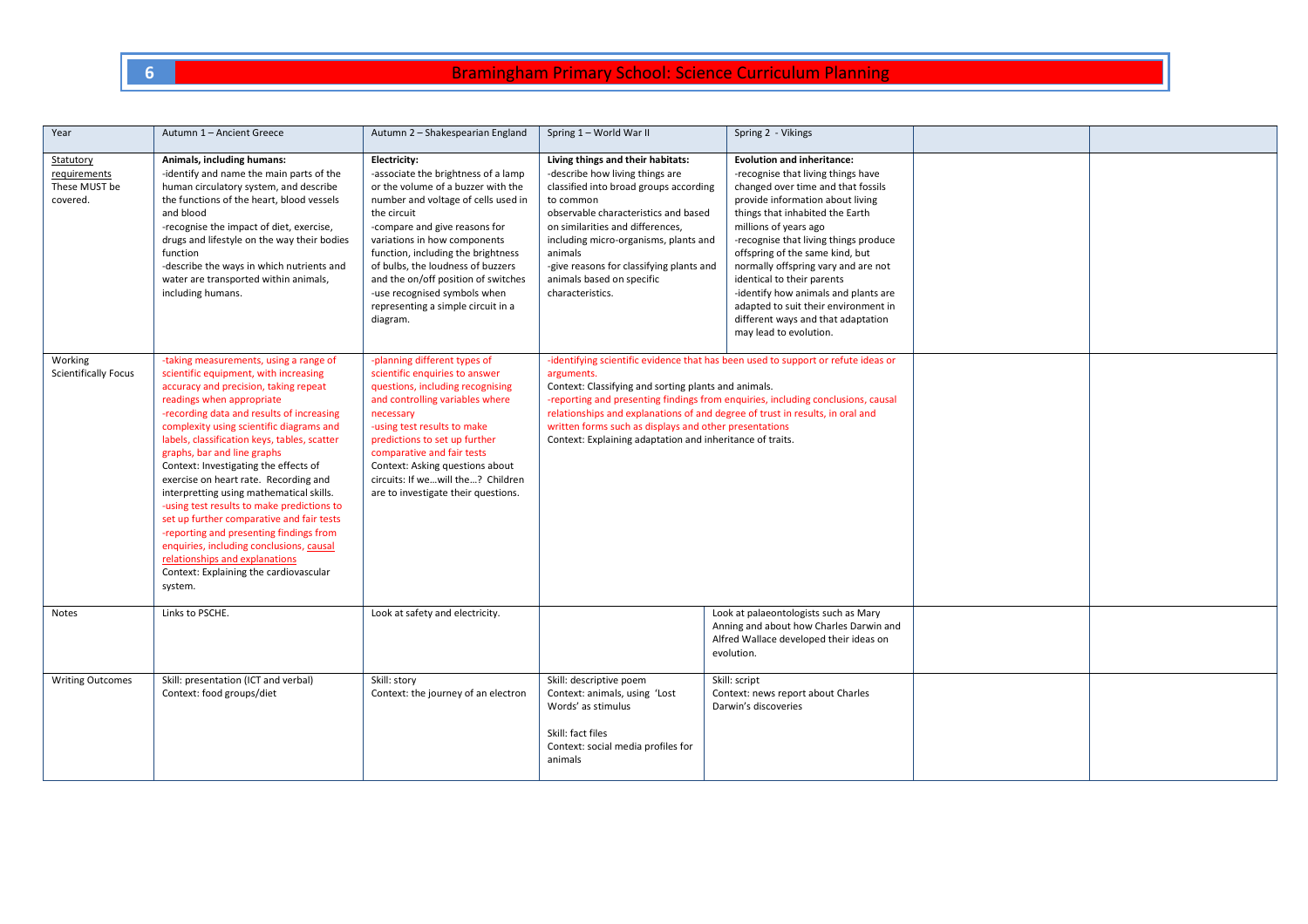| 6 | Bramingham Primary School: Science Curriculum Planning |
|---|---|

| Year | Autumn 1 – Ancient Greece | Autumn 2 – Shakespearian England | Spring 1 – World War II | Spring 2 - Vikings | | |
|---|---|---|---|---|---|---|
| Statutory requirements These MUST be covered. | **Animals, including humans:** -identify and name the main parts of the human circulatory system, and describe the functions of the heart, blood vessels and blood -recognise the impact of diet, exercise, drugs and lifestyle on the way their bodies function -describe the ways in which nutrients and water are transported within animals, including humans. | **Electricity:** -associate the brightness of a lamp or the volume of a buzzer with the number and voltage of cells used in the circuit -compare and give reasons for variations in how components function, including the brightness of bulbs, the loudness of buzzers and the on/off position of switches -use recognised symbols when representing a simple circuit in a diagram. | **Living things and their habitats:** -describe how living things are classified into broad groups according to common observable characteristics and based on similarities and differences, including micro-organisms, plants and animals -give reasons for classifying plants and animals based on specific characteristics. | **Evolution and inheritance:** -recognise that living things have changed over time and that fossils provide information about living things that inhabited the Earth millions of years ago -recognise that living things produce offspring of the same kind, but normally offspring vary and are not identical to their parents -identify how animals and plants are adapted to suit their environment in different ways and that adaptation may lead to evolution. | | |
| Working Scientifically Focus | -taking measurements, using a range of scientific equipment, with increasing accuracy and precision, taking repeat readings when appropriate -recording data and results of increasing complexity using scientific diagrams and labels, classification keys, tables, scatter graphs, bar and line graphs Context: Investigating the effects of exercise on heart rate. Recording and interpreting using mathematical skills. -using test results to make predictions to set up further comparative and fair tests -reporting and presenting findings from enquiries, including conclusions, causal relationships and explanations Context: Explaining the cardiovascular system. | -planning different types of scientific enquiries to answer questions, including recognising and controlling variables where necessary -using test results to make predictions to set up further comparative and fair tests Context: Asking questions about circuits: If we…will the…? Children are to investigate their questions. | -identifying scientific evidence that has been used to support or refute ideas or arguments. Context: Classifying and sorting plants and animals. -reporting and presenting findings from enquiries, including conclusions, causal relationships and explanations of and degree of trust in results, in oral and written forms such as displays and other presentations Context: Explaining adaptation and inheritance of traits. | | | |
| Notes | Links to PSCHE. | Look at safety and electricity. | | Look at palaeontologists such as Mary Anning and about how Charles Darwin and Alfred Wallace developed their ideas on evolution. | | |
| Writing Outcomes | Skill: presentation (ICT and verbal) Context: food groups/diet | Skill: story Context: the journey of an electron | Skill: descriptive poem Context: animals, using 'Lost Words' as stimulus<br><br>Skill: fact files Context: social media profiles for animals | Skill: script Context: news report about Charles Darwin's discoveries | | |